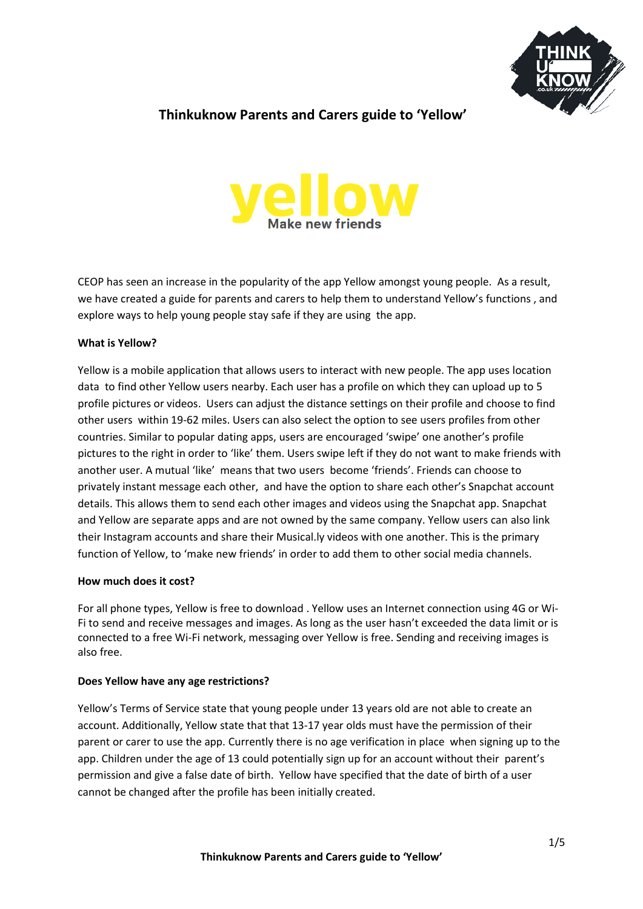# Thinkuknow Parents and Carers guide to 'Yellow'

yellow
Make new friends

CEOP has seen an increase in the popularity of the app Yellow amongst young people. As a result, we have created a guide for parents and carers to help them to understand Yellow's functions , and explore ways to help young people stay safe if they are using the app.

**What is Yellow?**

Yellow is a mobile application that allows users to interact with new people. The app uses location data to find other Yellow users nearby. Each user has a profile on which they can upload up to 5 profile pictures or videos. Users can adjust the distance settings on their profile and choose to find other users within 19-62 miles. Users can also select the option to see users profiles from other countries. Similar to popular dating apps, users are encouraged 'swipe' one another's profile pictures to the right in order to 'like' them. Users swipe left if they do not want to make friends with another user. A mutual 'like' means that two users become 'friends'. Friends can choose to privately instant message each other, and have the option to share each other's Snapchat account details. This allows them to send each other images and videos using the Snapchat app. Snapchat and Yellow are separate apps and are not owned by the same company. Yellow users can also link their Instagram accounts and share their Musical.ly videos with one another. This is the primary function of Yellow, to 'make new friends' in order to add them to other social media channels.

**How much does it cost?**

For all phone types, Yellow is free to download . Yellow uses an Internet connection using 4G or Wi-Fi to send and receive messages and images. As long as the user hasn't exceeded the data limit or is connected to a free Wi-Fi network, messaging over Yellow is free. Sending and receiving images is also free.

**Does Yellow have any age restrictions?**

Yellow's Terms of Service state that young people under 13 years old are not able to create an account. Additionally, Yellow state that that 13-17 year olds must have the permission of their parent or carer to use the app. Currently there is no age verification in place when signing up to the app. Children under the age of 13 could potentially sign up for an account without their parent's permission and give a false date of birth. Yellow have specified that the date of birth of a user cannot be changed after the profile has been initially created.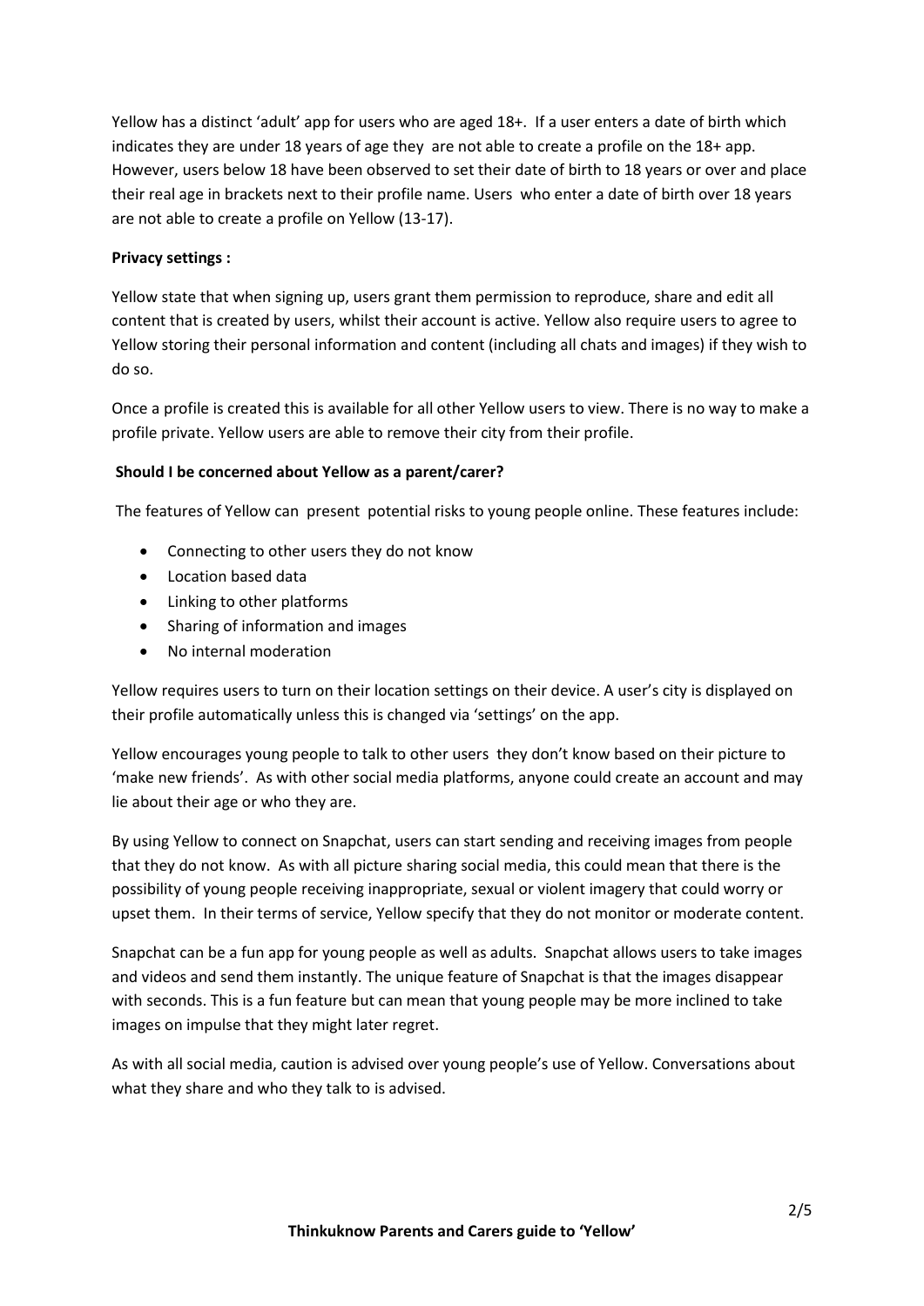Yellow has a distinct 'adult' app for users who are aged 18+. If a user enters a date of birth which indicates they are under 18 years of age they are not able to create a profile on the 18+ app. However, users below 18 have been observed to set their date of birth to 18 years or over and place their real age in brackets next to their profile name. Users who enter a date of birth over 18 years are not able to create a profile on Yellow (13-17).

**Privacy settings :**

Yellow state that when signing up, users grant them permission to reproduce, share and edit all content that is created by users, whilst their account is active. Yellow also require users to agree to Yellow storing their personal information and content (including all chats and images) if they wish to do so.

Once a profile is created this is available for all other Yellow users to view. There is no way to make a profile private. Yellow users are able to remove their city from their profile.

**Should I be concerned about Yellow as a parent/carer?**

The features of Yellow can present potential risks to young people online. These features include:

- Connecting to other users they do not know
- Location based data
- Linking to other platforms
- Sharing of information and images
- No internal moderation

Yellow requires users to turn on their location settings on their device. A user's city is displayed on their profile automatically unless this is changed via 'settings' on the app.

Yellow encourages young people to talk to other users they don't know based on their picture to 'make new friends'. As with other social media platforms, anyone could create an account and may lie about their age or who they are.

By using Yellow to connect on Snapchat, users can start sending and receiving images from people that they do not know. As with all picture sharing social media, this could mean that there is the possibility of young people receiving inappropriate, sexual or violent imagery that could worry or upset them. In their terms of service, Yellow specify that they do not monitor or moderate content.

Snapchat can be a fun app for young people as well as adults. Snapchat allows users to take images and videos and send them instantly. The unique feature of Snapchat is that the images disappear with seconds. This is a fun feature but can mean that young people may be more inclined to take images on impulse that they might later regret.

As with all social media, caution is advised over young people's use of Yellow. Conversations about what they share and who they talk to is advised.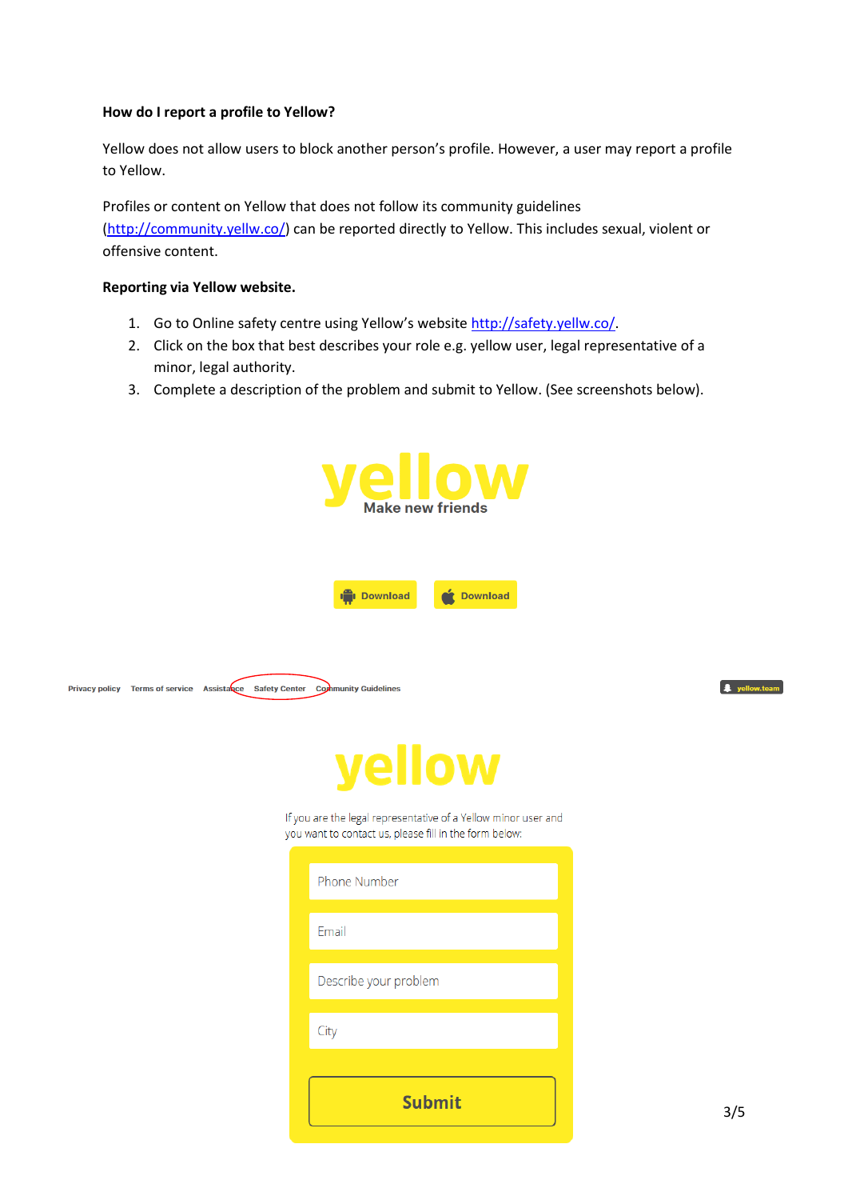**How do I report a profile to Yellow?**

Yellow does not allow users to block another person's profile. However, a user may report a profile to Yellow.

Profiles or content on Yellow that does not follow its community guidelines (http://community.yellw.co/) can be reported directly to Yellow. This includes sexual, violent or offensive content.

**Reporting via Yellow website.**

1. Go to Online safety centre using Yellow's website http://safety.yellw.co/.
2. Click on the box that best describes your role e.g. yellow user, legal representative of a minor, legal authority.
3. Complete a description of the problem and submit to Yellow. (See screenshots below).

yellow
Make new friends

Download Download

Privacy policy Terms of service Assistance Safety Center Community Guidelines yellow.team

yellow

If you are the legal representative of a Yellow minor user and you want to contact us, please fill in the form below:

Phone Number

Email

Describe your problem

City

Submit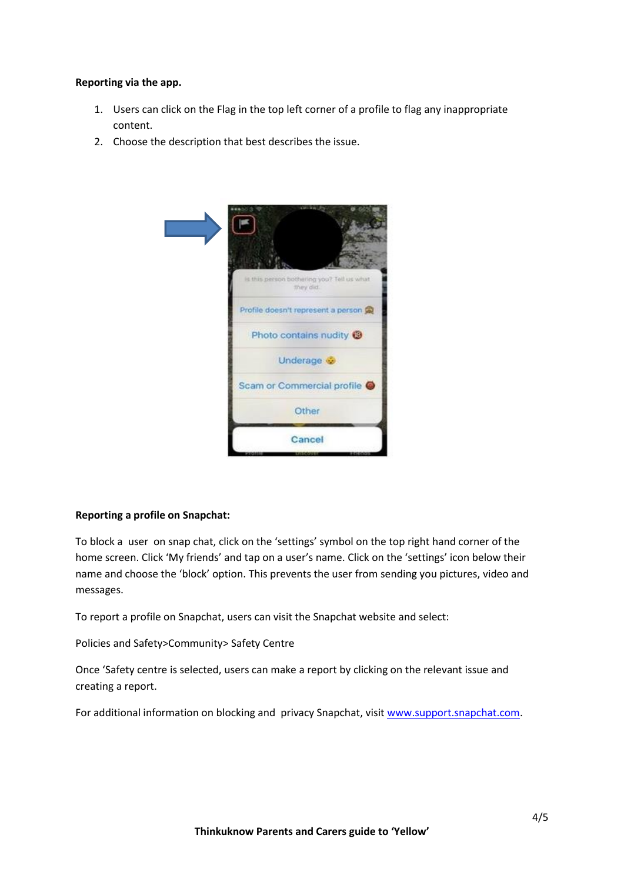**Reporting via the app.**

1. Users can click on the Flag in the top left corner of a profile to flag any inappropriate content.
2. Choose the description that best describes the issue.

**Reporting a profile on Snapchat:**

To block a user on snap chat, click on the 'settings' symbol on the top right hand corner of the home screen. Click 'My friends' and tap on a user's name. Click on the 'settings' icon below their name and choose the 'block' option. This prevents the user from sending you pictures, video and messages.

To report a profile on Snapchat, users can visit the Snapchat website and select:

Policies and Safety>Community> Safety Centre

Once 'Safety centre is selected, users can make a report by clicking on the relevant issue and creating a report.

For additional information on blocking and privacy Snapchat, visit [www.support.snapchat.com](www.support.snapchat.com).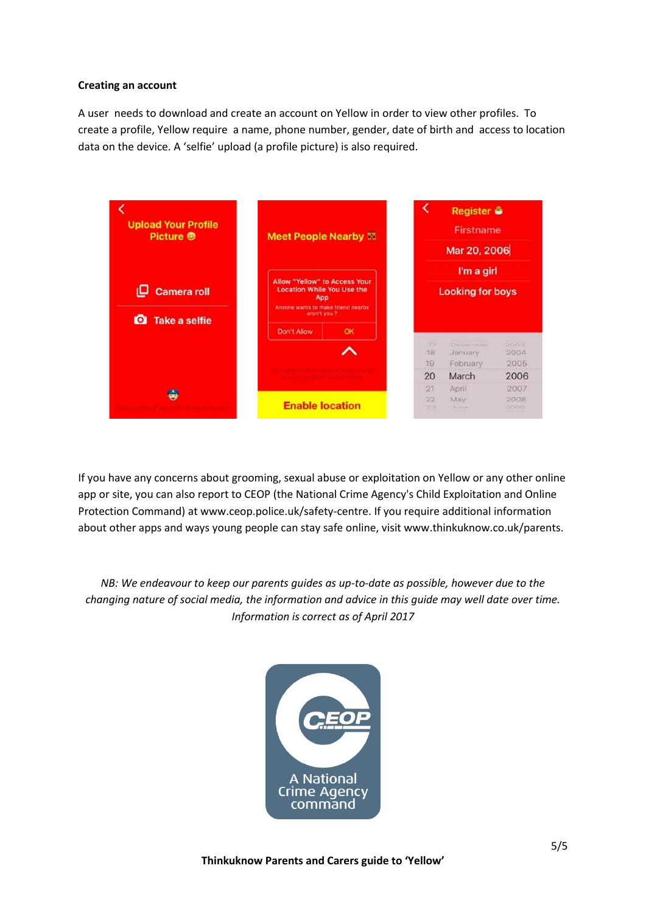**Creating an account**

A user needs to download and create an account on Yellow in order to view other profiles. To create a profile, Yellow require a name, phone number, gender, date of birth and access to location data on the device. A 'selfie' upload (a profile picture) is also required.

If you have any concerns about grooming, sexual abuse or exploitation on Yellow or any other online app or site, you can also report to CEOP (the National Crime Agency's Child Exploitation and Online Protection Command) at www.ceop.police.uk/safety-centre. If you require additional information about other apps and ways young people can stay safe online, visit www.thinkuknow.co.uk/parents.

*NB: We endeavour to keep our parents guides as up-to-date as possible, however due to the changing nature of social media, the information and advice in this guide may well date over time. Information is correct as of April 2017*

CEOP
A National Crime Agency command

**Thinkuknow Parents and Carers guide to 'Yellow'**